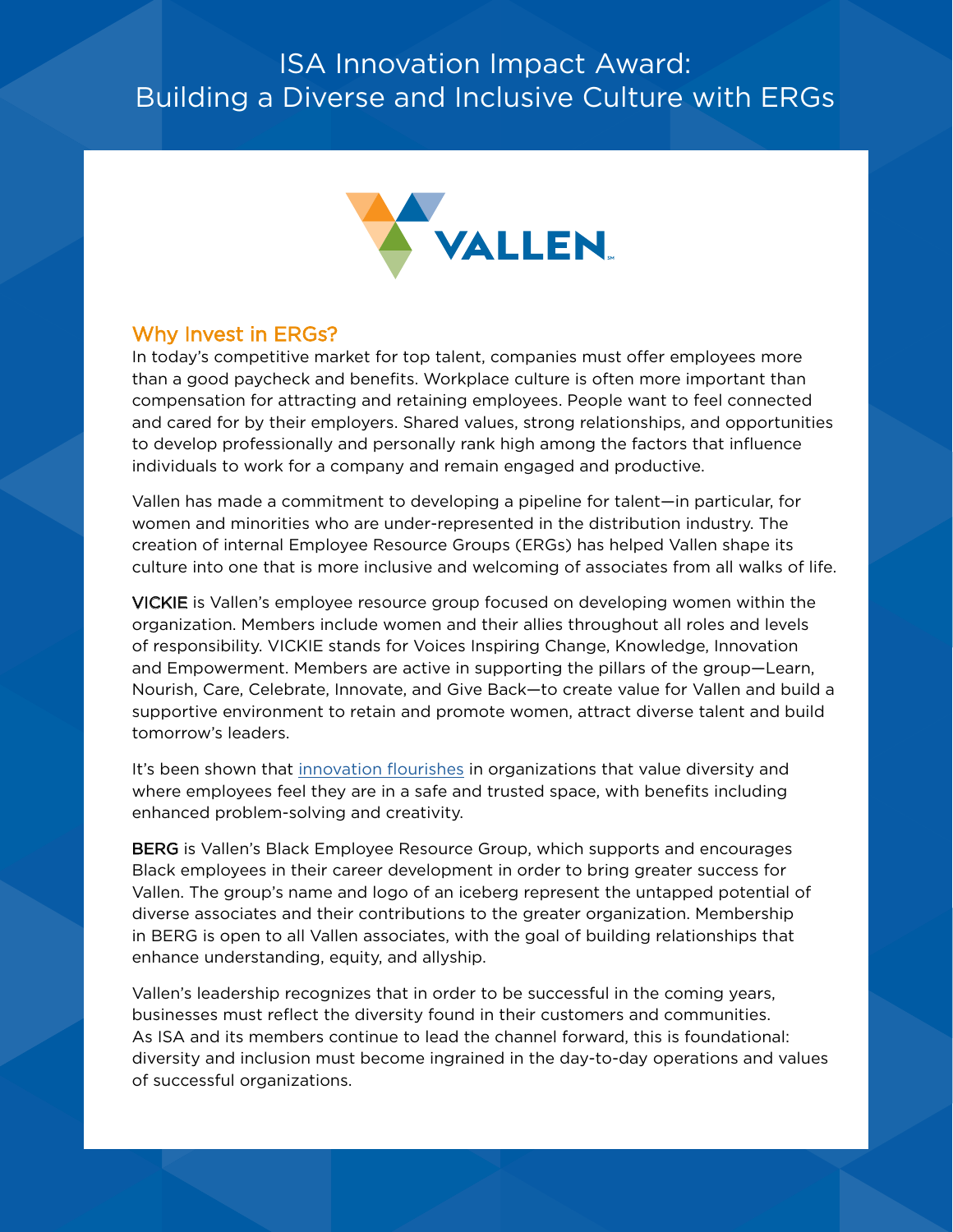# ISA Innovation Impact Award: Building a Diverse and Inclusive Culture with ERGs

VALLEN

## Why Invest in ERGs?

In today's competitive market for top talent, companies must offer employees more than a good paycheck and benefits. Workplace culture is often more important than compensation for attracting and retaining employees. People want to feel connected and cared for by their employers. Shared values, strong relationships, and opportunities to develop professionally and personally rank high among the factors that influence individuals to work for a company and remain engaged and productive.

Vallen has made a commitment to developing a pipeline for talent—in particular, for women and minorities who are under-represented in the distribution industry. The creation of internal Employee Resource Groups (ERGs) has helped Vallen shape its culture into one that is more inclusive and welcoming of associates from all walks of life.

**VICKIE** is Vallen's employee resource group focused on developing women within the organization. Members include women and their allies throughout all roles and levels of responsibility. VICKIE stands for Voices Inspiring Change, Knowledge, Innovation and Empowerment. Members are active in supporting the pillars of the group—Learn, Nourish, Care, Celebrate, Innovate, and Give Back—to create value for Vallen and build a supportive environment to retain and promote women, attract diverse talent and build tomorrow's leaders.

It's been shown that innovation flourishes in organizations that value diversity and where employees feel they are in a safe and trusted space, with benefits including enhanced problem-solving and creativity.

**BERG** is Vallen's Black Employee Resource Group, which supports and encourages Black employees in their career development in order to bring greater success for Vallen. The group's name and logo of an iceberg represent the untapped potential of diverse associates and their contributions to the greater organization. Membership in BERG is open to all Vallen associates, with the goal of building relationships that enhance understanding, equity, and allyship.

Vallen's leadership recognizes that in order to be successful in the coming years, businesses must reflect the diversity found in their customers and communities. As ISA and its members continue to lead the channel forward, this is foundational: diversity and inclusion must become ingrained in the day-to-day operations and values of successful organizations.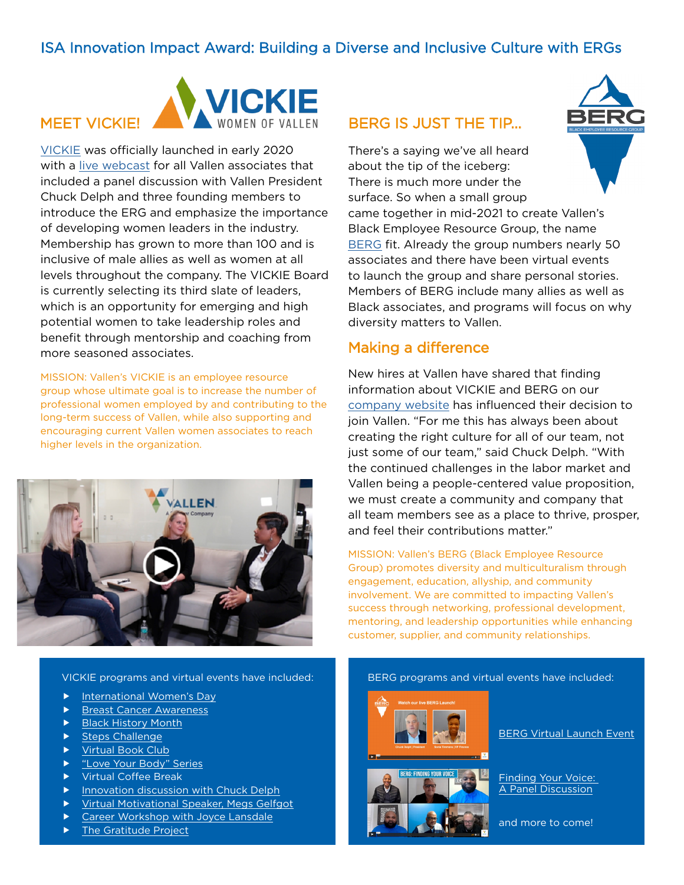## ISA Innovation Impact Award: Building a Diverse and Inclusive Culture with ERGs

### MEET VICKIE!

VICKIE WOMEN OF VALLEN

VICKIE was officially launched in early 2020 with a live webcast for all Vallen associates that included a panel discussion with Vallen President Chuck Delph and three founding members to introduce the ERG and emphasize the importance of developing women leaders in the industry. Membership has grown to more than 100 and is inclusive of male allies as well as women at all levels throughout the company. The VICKIE Board is currently selecting its third slate of leaders, which is an opportunity for emerging and high potential women to take leadership roles and benefit through mentorship and coaching from more seasoned associates.

MISSION: Vallen's VICKIE is an employee resource group whose ultimate goal is to increase the number of professional women employed by and contributing to the long-term success of Vallen, while also supporting and encouraging current Vallen women associates to reach higher levels in the organization.

VICKIE programs and virtual events have included:

- International Women's Day
- Breast Cancer Awareness
- Black History Month
- Steps Challenge
- Virtual Book Club
- "Love Your Body" Series
- Virtual Coffee Break
- Innovation discussion with Chuck Delph
- Virtual Motivational Speaker, Megs Gelfgot
- Career Workshop with Joyce Lansdale
- The Gratitude Project

### BERG IS JUST THE TIP...

BERG BLACK EMPLOYEE RESOURCE GROUP

There's a saying we've all heard about the tip of the iceberg: There is much more under the surface. So when a small group came together in mid-2021 to create Vallen's Black Employee Resource Group, the name BERG fit. Already the group numbers nearly 50 associates and there have been virtual events to launch the group and share personal stories. Members of BERG include many allies as well as Black associates, and programs will focus on why diversity matters to Vallen.

### Making a difference

New hires at Vallen have shared that finding information about VICKIE and BERG on our company website has influenced their decision to join Vallen. "For me this has always been about creating the right culture for all of our team, not just some of our team," said Chuck Delph. "With the continued challenges in the labor market and Vallen being a people-centered value proposition, we must create a community and company that all team members see as a place to thrive, prosper, and feel their contributions matter."

MISSION: Vallen's BERG (Black Employee Resource Group) promotes diversity and multiculturalism through engagement, education, allyship, and community involvement. We are committed to impacting Vallen's success through networking, professional development, mentoring, and leadership opportunities while enhancing customer, supplier, and community relationships.

BERG programs and virtual events have included:

- BERG Virtual Launch Event
- Finding Your Voice: A Panel Discussion

and more to come!